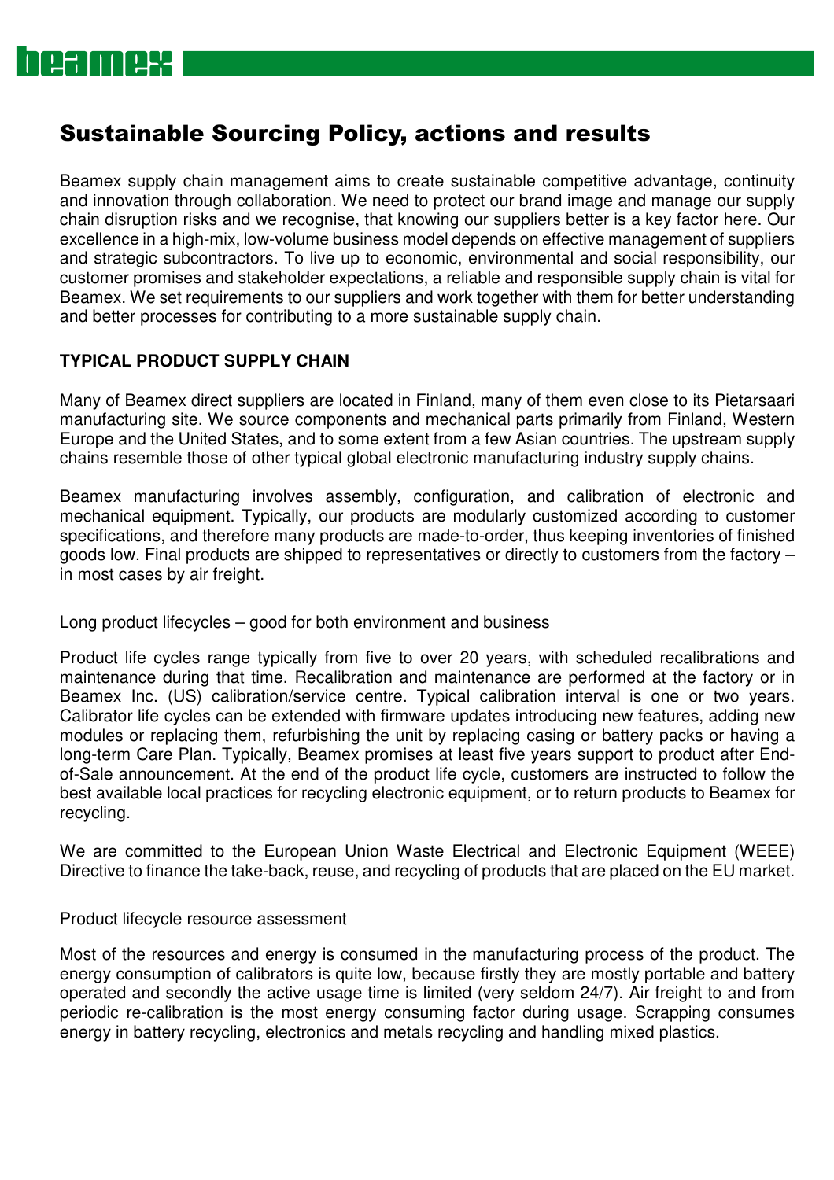# Sustainable Sourcing Policy, actions and results

Beamex supply chain management aims to create sustainable competitive advantage, continuity and innovation through collaboration. We need to protect our brand image and manage our supply chain disruption risks and we recognise, that knowing our suppliers better is a key factor here. Our excellence in a high-mix, low-volume business model depends on effective management of suppliers and strategic subcontractors. To live up to economic, environmental and social responsibility, our customer promises and stakeholder expectations, a reliable and responsible supply chain is vital for Beamex. We set requirements to our suppliers and work together with them for better understanding and better processes for contributing to a more sustainable supply chain.

## TYPICAL PRODUCT SUPPLY CHAIN

Many of Beamex direct suppliers are located in Finland, many of them even close to its Pietarsaari manufacturing site. We source components and mechanical parts primarily from Finland, Western Europe and the United States, and to some extent from a few Asian countries. The upstream supply chains resemble those of other typical global electronic manufacturing industry supply chains.

Beamex manufacturing involves assembly, configuration, and calibration of electronic and mechanical equipment. Typically, our products are modularly customized according to customer specifications, and therefore many products are made-to-order, thus keeping inventories of finished goods low. Final products are shipped to representatives or directly to customers from the factory – in most cases by air freight.

### Long product lifecycles – good for both environment and business

Product life cycles range typically from five to over 20 years, with scheduled recalibrations and maintenance during that time. Recalibration and maintenance are performed at the factory or in Beamex Inc. (US) calibration/service centre. Typical calibration interval is one or two years. Calibrator life cycles can be extended with firmware updates introducing new features, adding new modules or replacing them, refurbishing the unit by replacing casing or battery packs or having a long-term Care Plan. Typically, Beamex promises at least five years support to product after End-of-Sale announcement. At the end of the product life cycle, customers are instructed to follow the best available local practices for recycling electronic equipment, or to return products to Beamex for recycling.

We are committed to the European Union Waste Electrical and Electronic Equipment (WEEE) Directive to finance the take-back, reuse, and recycling of products that are placed on the EU market.

### Product lifecycle resource assessment

Most of the resources and energy is consumed in the manufacturing process of the product. The energy consumption of calibrators is quite low, because firstly they are mostly portable and battery operated and secondly the active usage time is limited (very seldom 24/7). Air freight to and from periodic re-calibration is the most energy consuming factor during usage. Scrapping consumes energy in battery recycling, electronics and metals recycling and handling mixed plastics.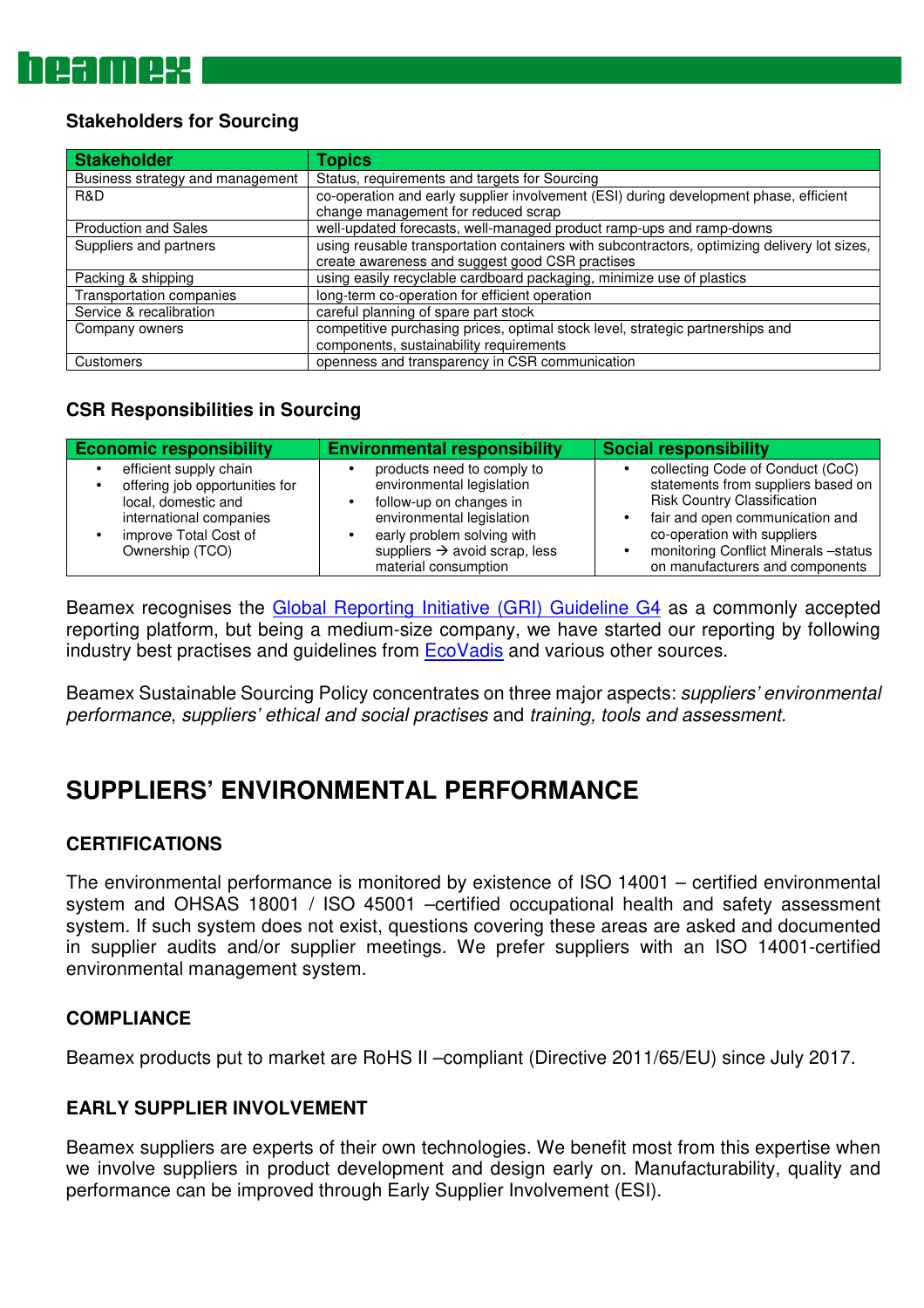### Stakeholders for Sourcing

| Stakeholder | Topics |
|---|---|
| Business strategy and management | Status, requirements and targets for Sourcing |
| R&D | co-operation and early supplier involvement (ESI) during development phase, efficient change management for reduced scrap |
| Production and Sales | well-updated forecasts, well-managed product ramp-ups and ramp-downs |
| Suppliers and partners | using reusable transportation containers with subcontractors, optimizing delivery lot sizes, create awareness and suggest good CSR practises |
| Packing & shipping | using easily recyclable cardboard packaging, minimize use of plastics |
| Transportation companies | long-term co-operation for efficient operation |
| Service & recalibration | careful planning of spare part stock |
| Company owners | competitive purchasing prices, optimal stock level, strategic partnerships and components, sustainability requirements |
| Customers | openness and transparency in CSR communication |

### CSR Responsibilities in Sourcing

| Economic responsibility | Environmental responsibility | Social responsibility |
|---|---|---|
| • efficient supply chain<br>• offering job opportunities for local, domestic and international companies<br>• improve Total Cost of Ownership (TCO) | • products need to comply to environmental legislation<br>• follow-up on changes in environmental legislation<br>• early problem solving with suppliers → avoid scrap, less material consumption | • collecting Code of Conduct (CoC) statements from suppliers based on Risk Country Classification<br>• fair and open communication and co-operation with suppliers<br>• monitoring Conflict Minerals –status on manufacturers and components |

Beamex recognises the Global Reporting Initiative (GRI) Guideline G4 as a commonly accepted reporting platform, but being a medium-size company, we have started our reporting by following industry best practises and guidelines from EcoVadis and various other sources.

Beamex Sustainable Sourcing Policy concentrates on three major aspects: *suppliers' environmental performance*, *suppliers' ethical and social practises* and *training, tools and assessment.*

## SUPPLIERS' ENVIRONMENTAL PERFORMANCE

### CERTIFICATIONS

The environmental performance is monitored by existence of ISO 14001 – certified environmental system and OHSAS 18001 / ISO 45001 –certified occupational health and safety assessment system. If such system does not exist, questions covering these areas are asked and documented in supplier audits and/or supplier meetings. We prefer suppliers with an ISO 14001-certified environmental management system.

### COMPLIANCE

Beamex products put to market are RoHS II –compliant (Directive 2011/65/EU) since July 2017.

### EARLY SUPPLIER INVOLVEMENT

Beamex suppliers are experts of their own technologies. We benefit most from this expertise when we involve suppliers in product development and design early on. Manufacturability, quality and performance can be improved through Early Supplier Involvement (ESI).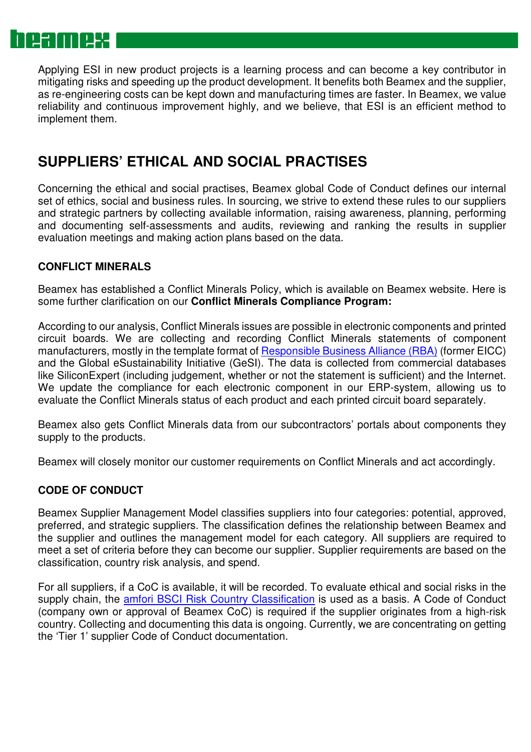Applying ESI in new product projects is a learning process and can become a key contributor in mitigating risks and speeding up the product development. It benefits both Beamex and the supplier, as re-engineering costs can be kept down and manufacturing times are faster. In Beamex, we value reliability and continuous improvement highly, and we believe, that ESI is an efficient method to implement them.

## SUPPLIERS' ETHICAL AND SOCIAL PRACTISES

Concerning the ethical and social practises, Beamex global Code of Conduct defines our internal set of ethics, social and business rules. In sourcing, we strive to extend these rules to our suppliers and strategic partners by collecting available information, raising awareness, planning, performing and documenting self-assessments and audits, reviewing and ranking the results in supplier evaluation meetings and making action plans based on the data.

### CONFLICT MINERALS

Beamex has established a Conflict Minerals Policy, which is available on Beamex website. Here is some further clarification on our **Conflict Minerals Compliance Program:**

According to our analysis, Conflict Minerals issues are possible in electronic components and printed circuit boards. We are collecting and recording Conflict Minerals statements of component manufacturers, mostly in the template format of Responsible Business Alliance (RBA) (former EICC) and the Global eSustainability Initiative (GeSI). The data is collected from commercial databases like SiliconExpert (including judgement, whether or not the statement is sufficient) and the Internet. We update the compliance for each electronic component in our ERP-system, allowing us to evaluate the Conflict Minerals status of each product and each printed circuit board separately.

Beamex also gets Conflict Minerals data from our subcontractors' portals about components they supply to the products.

Beamex will closely monitor our customer requirements on Conflict Minerals and act accordingly.

### CODE OF CONDUCT

Beamex Supplier Management Model classifies suppliers into four categories: potential, approved, preferred, and strategic suppliers. The classification defines the relationship between Beamex and the supplier and outlines the management model for each category. All suppliers are required to meet a set of criteria before they can become our supplier. Supplier requirements are based on the classification, country risk analysis, and spend.

For all suppliers, if a CoC is available, it will be recorded. To evaluate ethical and social risks in the supply chain, the amfori BSCI Risk Country Classification is used as a basis. A Code of Conduct (company own or approval of Beamex CoC) is required if the supplier originates from a high-risk country. Collecting and documenting this data is ongoing. Currently, we are concentrating on getting the 'Tier 1' supplier Code of Conduct documentation.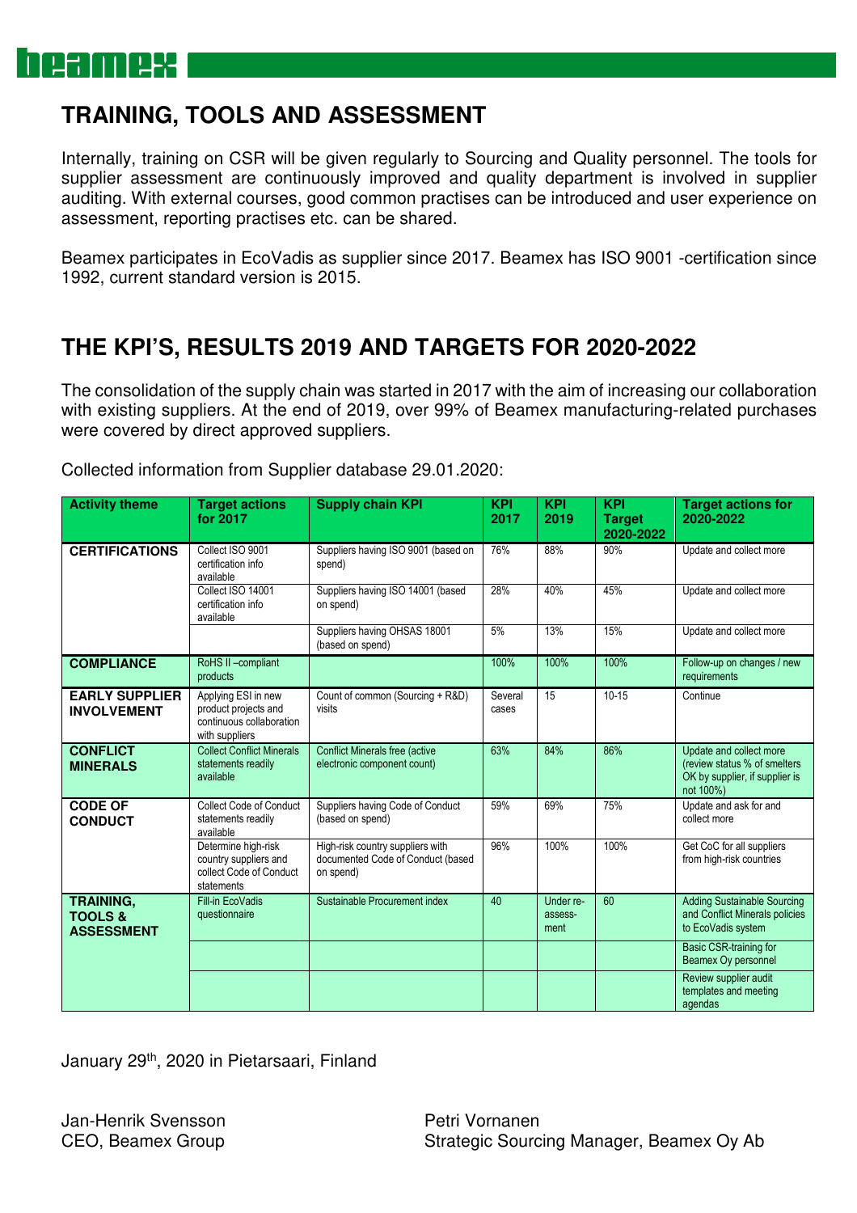## TRAINING, TOOLS AND ASSESSMENT

Internally, training on CSR will be given regularly to Sourcing and Quality personnel. The tools for supplier assessment are continuously improved and quality department is involved in supplier auditing. With external courses, good common practises can be introduced and user experience on assessment, reporting practises etc. can be shared.

Beamex participates in EcoVadis as supplier since 2017. Beamex has ISO 9001 -certification since 1992, current standard version is 2015.

## THE KPI'S, RESULTS 2019 AND TARGETS FOR 2020-2022

The consolidation of the supply chain was started in 2017 with the aim of increasing our collaboration with existing suppliers. At the end of 2019, over 99% of Beamex manufacturing-related purchases were covered by direct approved suppliers.

Collected information from Supplier database 29.01.2020:

| Activity theme | Target actions for 2017 | Supply chain KPI | KPI 2017 | KPI 2019 | KPI Target 2020-2022 | Target actions for 2020-2022 |
|---|---|---|---|---|---|---|
| **CERTIFICATIONS** | Collect ISO 9001 certification info available | Suppliers having ISO 9001 (based on spend) | 76% | 88% | 90% | Update and collect more |
| | Collect ISO 14001 certification info available | Suppliers having ISO 14001 (based on spend) | 28% | 40% | 45% | Update and collect more |
| | | Suppliers having OHSAS 18001 (based on spend) | 5% | 13% | 15% | Update and collect more |
| **COMPLIANCE** | RoHS II –compliant products | | 100% | 100% | 100% | Follow-up on changes / new requirements |
| **EARLY SUPPLIER INVOLVEMENT** | Applying ESI in new product projects and continuous collaboration with suppliers | Count of common (Sourcing + R&D) visits | Several cases | 15 | 10-15 | Continue |
| **CONFLICT MINERALS** | Collect Conflict Minerals statements readily available | Conflict Minerals free (active electronic component count) | 63% | 84% | 86% | Update and collect more (review status % of smelters OK by supplier, if supplier is not 100%) |
| **CODE OF CONDUCT** | Collect Code of Conduct statements readily available | Suppliers having Code of Conduct (based on spend) | 59% | 69% | 75% | Update and ask for and collect more |
| | Determine high-risk country suppliers and collect Code of Conduct statements | High-risk country suppliers with documented Code of Conduct (based on spend) | 96% | 100% | 100% | Get CoC for all suppliers from high-risk countries |
| **TRAINING, TOOLS & ASSESSMENT** | Fill-in EcoVadis questionnaire | Sustainable Procurement index | 40 | Under re-assess-ment | 60 | Adding Sustainable Sourcing and Conflict Minerals policies to EcoVadis system |
| | | | | | | Basic CSR-training for Beamex Oy personnel |
| | | | | | | Review supplier audit templates and meeting agendas |

January 29th, 2020 in Pietarsaari, Finland

Jan-Henrik Svensson
CEO, Beamex Group

Petri Vornanen
Strategic Sourcing Manager, Beamex Oy Ab